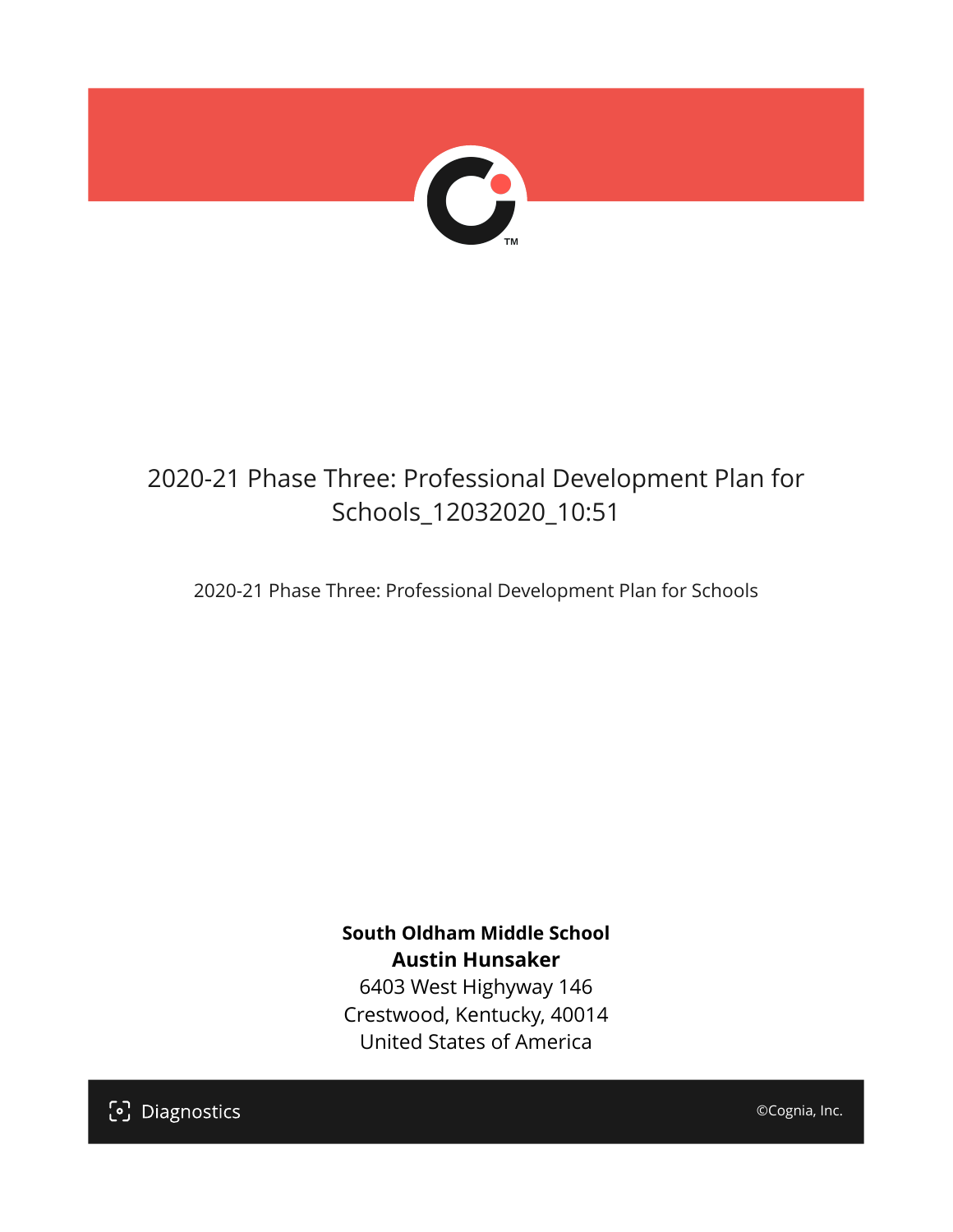# 2020-21 Phase Three: Professional Development Plan for Schools_12032020_10:51

2020-21 Phase Three: Professional Development Plan for Schools

**South Oldham Middle School**
**Austin Hunsaker**
6403 West Highyway 146
Crestwood, Kentucky, 40014
United States of America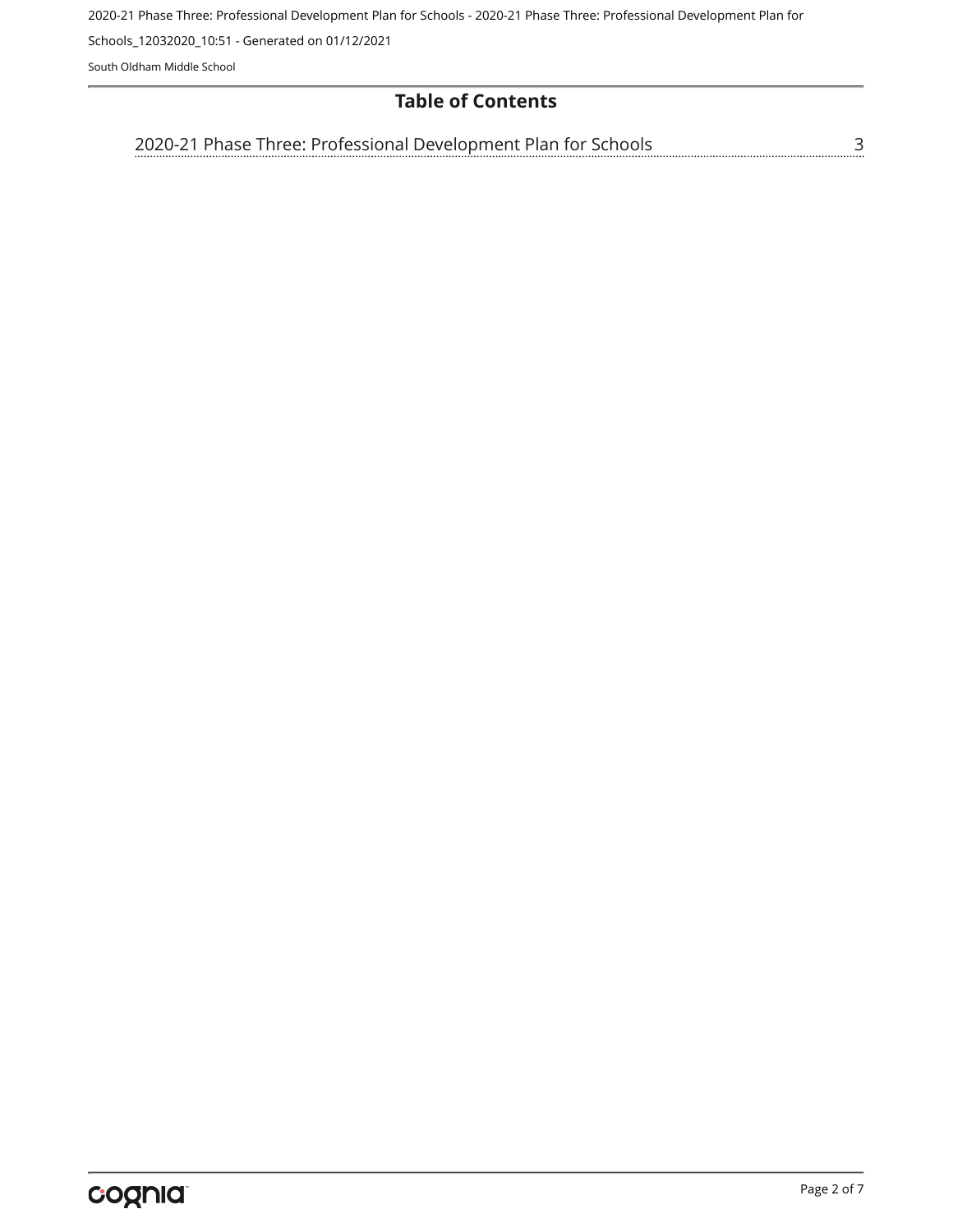# Table of Contents

2020-21 Phase Three: Professional Development Plan for Schools ........ 3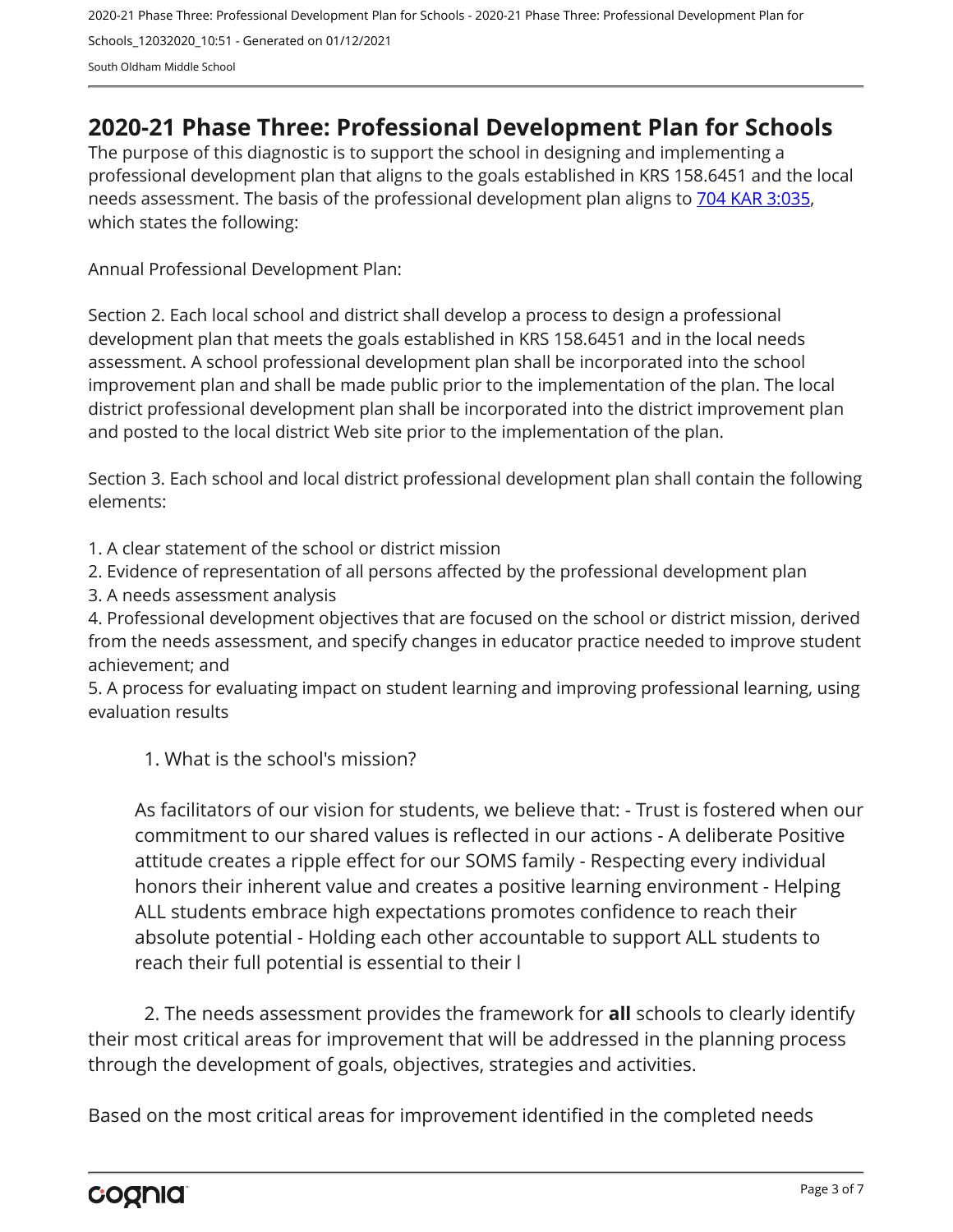## 2020-21 Phase Three: Professional Development Plan for Schools

The purpose of this diagnostic is to support the school in designing and implementing a professional development plan that aligns to the goals established in KRS 158.6451 and the local needs assessment. The basis of the professional development plan aligns to [704 KAR 3:035](), which states the following:

Annual Professional Development Plan:

Section 2. Each local school and district shall develop a process to design a professional development plan that meets the goals established in KRS 158.6451 and in the local needs assessment. A school professional development plan shall be incorporated into the school improvement plan and shall be made public prior to the implementation of the plan. The local district professional development plan shall be incorporated into the district improvement plan and posted to the local district Web site prior to the implementation of the plan.

Section 3. Each school and local district professional development plan shall contain the following elements:

1. A clear statement of the school or district mission
2. Evidence of representation of all persons affected by the professional development plan
3. A needs assessment analysis
4. Professional development objectives that are focused on the school or district mission, derived from the needs assessment, and specify changes in educator practice needed to improve student achievement; and
5. A process for evaluating impact on student learning and improving professional learning, using evaluation results

1. What is the school's mission?

As facilitators of our vision for students, we believe that: - Trust is fostered when our commitment to our shared values is reflected in our actions - A deliberate Positive attitude creates a ripple effect for our SOMS family - Respecting every individual honors their inherent value and creates a positive learning environment - Helping ALL students embrace high expectations promotes confidence to reach their absolute potential - Holding each other accountable to support ALL students to reach their full potential is essential to their l

2. The needs assessment provides the framework for **all** schools to clearly identify their most critical areas for improvement that will be addressed in the planning process through the development of goals, objectives, strategies and activities.

Based on the most critical areas for improvement identified in the completed needs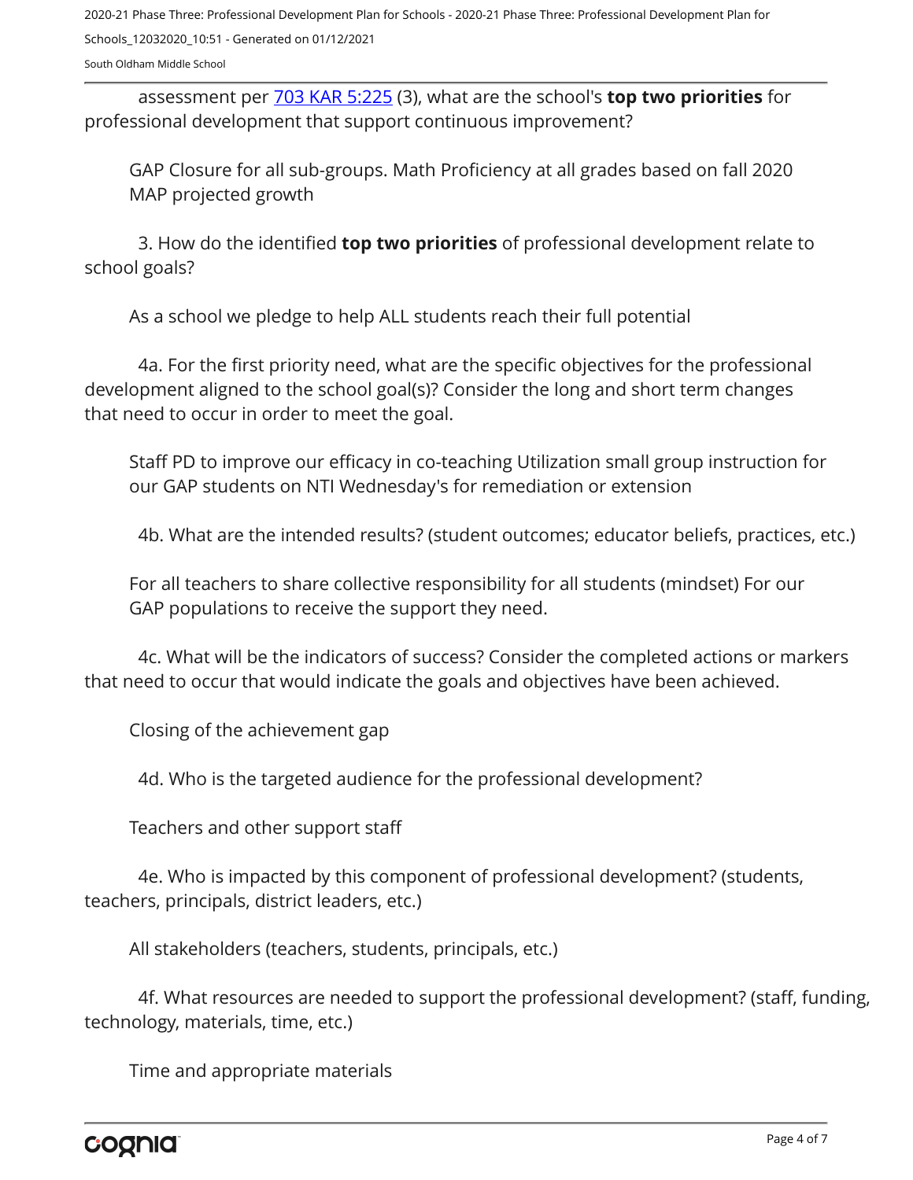assessment per [703 KAR 5:225](703 KAR 5:225) (3), what are the school's **top two priorities** for professional development that support continuous improvement?

GAP Closure for all sub-groups. Math Proficiency at all grades based on fall 2020 MAP projected growth

3. How do the identified **top two priorities** of professional development relate to school goals?

As a school we pledge to help ALL students reach their full potential

4a. For the first priority need, what are the specific objectives for the professional development aligned to the school goal(s)? Consider the long and short term changes that need to occur in order to meet the goal.

Staff PD to improve our efficacy in co-teaching Utilization small group instruction for our GAP students on NTI Wednesday's for remediation or extension

4b. What are the intended results? (student outcomes; educator beliefs, practices, etc.)

For all teachers to share collective responsibility for all students (mindset) For our GAP populations to receive the support they need.

4c. What will be the indicators of success? Consider the completed actions or markers that need to occur that would indicate the goals and objectives have been achieved.

Closing of the achievement gap

4d. Who is the targeted audience for the professional development?

Teachers and other support staff

4e. Who is impacted by this component of professional development? (students, teachers, principals, district leaders, etc.)

All stakeholders (teachers, students, principals, etc.)

4f. What resources are needed to support the professional development? (staff, funding, technology, materials, time, etc.)

Time and appropriate materials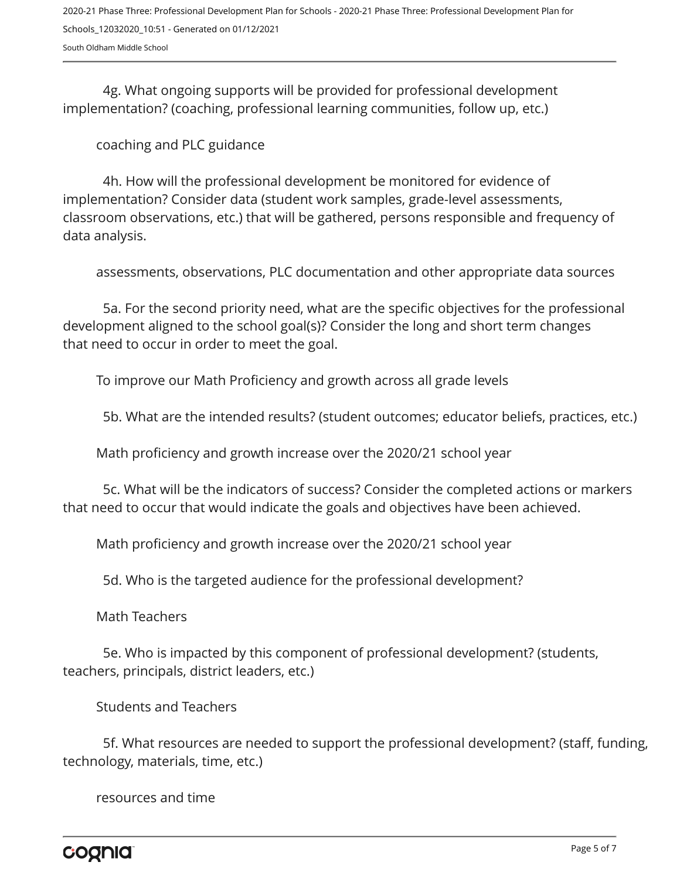4g. What ongoing supports will be provided for professional development implementation? (coaching, professional learning communities, follow up, etc.)

coaching and PLC guidance

4h. How will the professional development be monitored for evidence of implementation? Consider data (student work samples, grade-level assessments, classroom observations, etc.) that will be gathered, persons responsible and frequency of data analysis.

assessments, observations, PLC documentation and other appropriate data sources

5a. For the second priority need, what are the specific objectives for the professional development aligned to the school goal(s)? Consider the long and short term changes that need to occur in order to meet the goal.

To improve our Math Proficiency and growth across all grade levels

5b. What are the intended results? (student outcomes; educator beliefs, practices, etc.)

Math proficiency and growth increase over the 2020/21 school year

5c. What will be the indicators of success? Consider the completed actions or markers that need to occur that would indicate the goals and objectives have been achieved.

Math proficiency and growth increase over the 2020/21 school year

5d. Who is the targeted audience for the professional development?

Math Teachers

5e. Who is impacted by this component of professional development? (students, teachers, principals, district leaders, etc.)

Students and Teachers

5f. What resources are needed to support the professional development? (staff, funding, technology, materials, time, etc.)

resources and time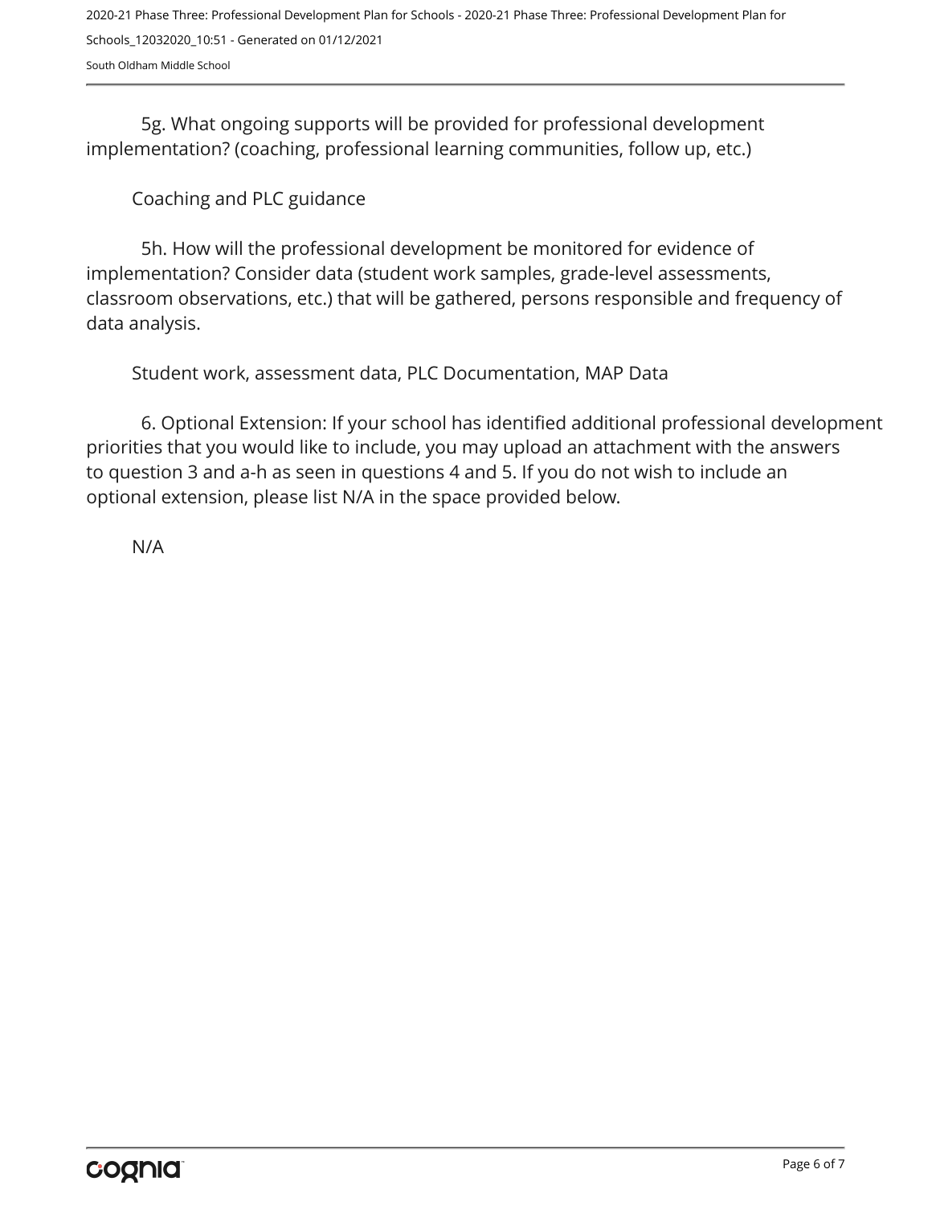5g. What ongoing supports will be provided for professional development implementation? (coaching, professional learning communities, follow up, etc.)

Coaching and PLC guidance

5h. How will the professional development be monitored for evidence of implementation? Consider data (student work samples, grade-level assessments, classroom observations, etc.) that will be gathered, persons responsible and frequency of data analysis.

Student work, assessment data, PLC Documentation, MAP Data

6. Optional Extension: If your school has identified additional professional development priorities that you would like to include, you may upload an attachment with the answers to question 3 and a-h as seen in questions 4 and 5. If you do not wish to include an optional extension, please list N/A in the space provided below.

N/A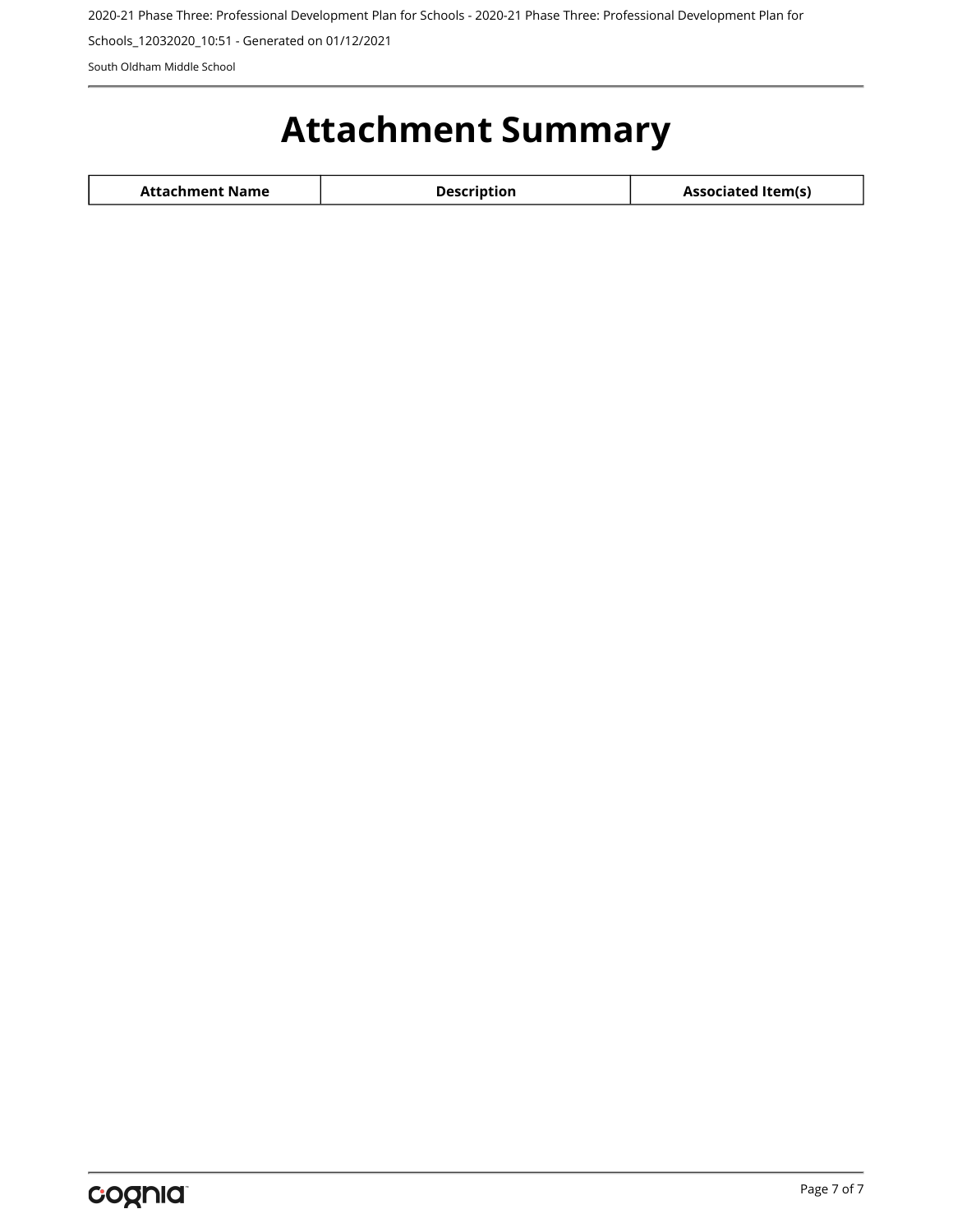# Attachment Summary

| Attachment Name | Description | Associated Item(s) |
| --- | --- | --- |